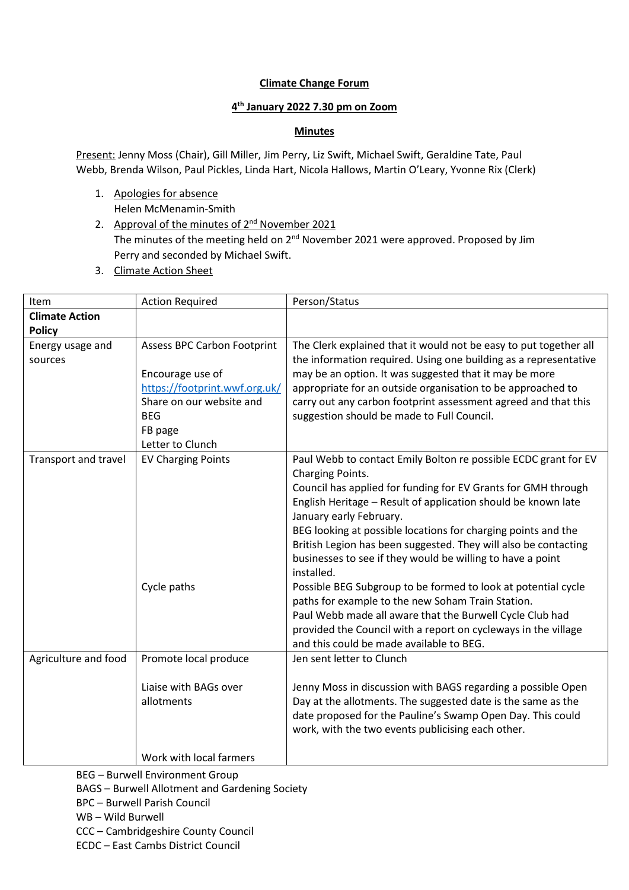**Climate Change Forum**

**4th January 2022 7.30 pm on Zoom**

**Minutes**

Present: Jenny Moss (Chair), Gill Miller, Jim Perry, Liz Swift, Michael Swift, Geraldine Tate, Paul Webb, Brenda Wilson, Paul Pickles, Linda Hart, Nicola Hallows, Martin O'Leary, Yvonne Rix (Clerk)

1. Apologies for absence
   Helen McMenamin-Smith
2. Approval of the minutes of 2nd November 2021
   The minutes of the meeting held on 2nd November 2021 were approved. Proposed by Jim Perry and seconded by Michael Swift.
3. Climate Action Sheet

| Item | Action Required | Person/Status |
| --- | --- | --- |
| **Climate Action Policy** | | |
| Energy usage and sources | Assess BPC Carbon Footprint<br><br>Encourage use of https://footprint.wwf.org.uk/ Share on our website and BEG FB page<br>Letter to Clunch | The Clerk explained that it would not be easy to put together all the information required. Using one building as a representative may be an option. It was suggested that it may be more appropriate for an outside organisation to be approached to carry out any carbon footprint assessment agreed and that this suggestion should be made to Full Council. |
| Transport and travel | EV Charging Points<br><br><br><br><br><br><br><br><br>Cycle paths | Paul Webb to contact Emily Bolton re possible ECDC grant for EV Charging Points.<br>Council has applied for funding for EV Grants for GMH through English Heritage – Result of application should be known late January early February.<br>BEG looking at possible locations for charging points and the British Legion has been suggested. They will also be contacting businesses to see if they would be willing to have a point installed.<br>Possible BEG Subgroup to be formed to look at potential cycle paths for example to the new Soham Train Station.<br>Paul Webb made all aware that the Burwell Cycle Club had provided the Council with a report on cycleways in the village and this could be made available to BEG. |
| Agriculture and food | Promote local produce<br><br>Liaise with BAGs over allotments<br><br><br><br>Work with local farmers | Jen sent letter to Clunch<br><br>Jenny Moss in discussion with BAGS regarding a possible Open Day at the allotments. The suggested date is the same as the date proposed for the Pauline's Swamp Open Day. This could work, with the two events publicising each other. |

BEG – Burwell Environment Group
BAGS – Burwell Allotment and Gardening Society
BPC – Burwell Parish Council
WB – Wild Burwell
CCC – Cambridgeshire County Council
ECDC – East Cambs District Council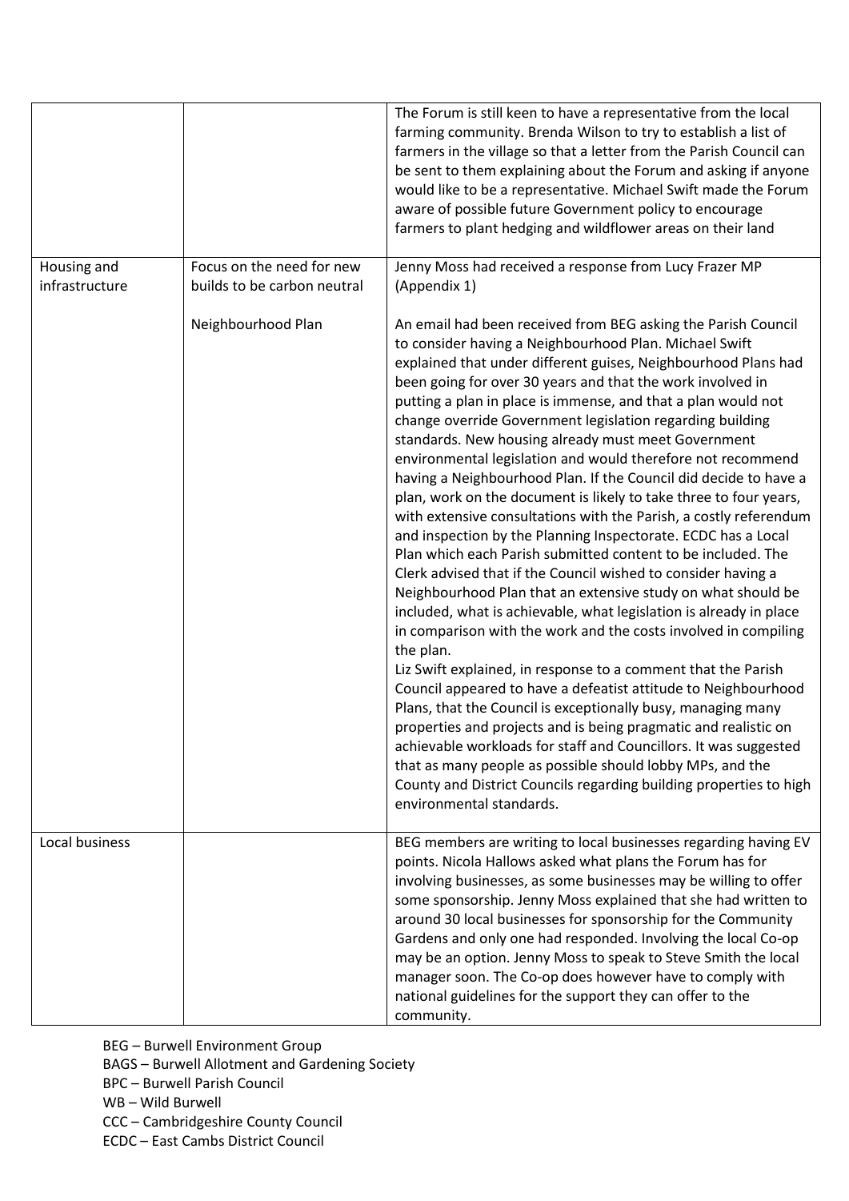| | | |
|---|---|---|
| | | The Forum is still keen to have a representative from the local farming community. Brenda Wilson to try to establish a list of farmers in the village so that a letter from the Parish Council can be sent to them explaining about the Forum and asking if anyone would like to be a representative. Michael Swift made the Forum aware of possible future Government policy to encourage farmers to plant hedging and wildflower areas on their land |
| Housing and infrastructure | Focus on the need for new builds to be carbon neutral | Jenny Moss had received a response from Lucy Frazer MP (Appendix 1) |
| | Neighbourhood Plan | An email had been received from BEG asking the Parish Council to consider having a Neighbourhood Plan. Michael Swift explained that under different guises, Neighbourhood Plans had been going for over 30 years and that the work involved in putting a plan in place is immense, and that a plan would not change override Government legislation regarding building standards. New housing already must meet Government environmental legislation and would therefore not recommend having a Neighbourhood Plan. If the Council did decide to have a plan, work on the document is likely to take three to four years, with extensive consultations with the Parish, a costly referendum and inspection by the Planning Inspectorate. ECDC has a Local Plan which each Parish submitted content to be included. The Clerk advised that if the Council wished to consider having a Neighbourhood Plan that an extensive study on what should be included, what is achievable, what legislation is already in place in comparison with the work and the costs involved in compiling the plan.<br>Liz Swift explained, in response to a comment that the Parish Council appeared to have a defeatist attitude to Neighbourhood Plans, that the Council is exceptionally busy, managing many properties and projects and is being pragmatic and realistic on achievable workloads for staff and Councillors. It was suggested that as many people as possible should lobby MPs, and the County and District Councils regarding building properties to high environmental standards. |
| Local business | | BEG members are writing to local businesses regarding having EV points. Nicola Hallows asked what plans the Forum has for involving businesses, as some businesses may be willing to offer some sponsorship. Jenny Moss explained that she had written to around 30 local businesses for sponsorship for the Community Gardens and only one had responded. Involving the local Co-op may be an option. Jenny Moss to speak to Steve Smith the local manager soon. The Co-op does however have to comply with national guidelines for the support they can offer to the community. |

BEG – Burwell Environment Group
BAGS – Burwell Allotment and Gardening Society
BPC – Burwell Parish Council
WB – Wild Burwell
CCC – Cambridgeshire County Council
ECDC – East Cambs District Council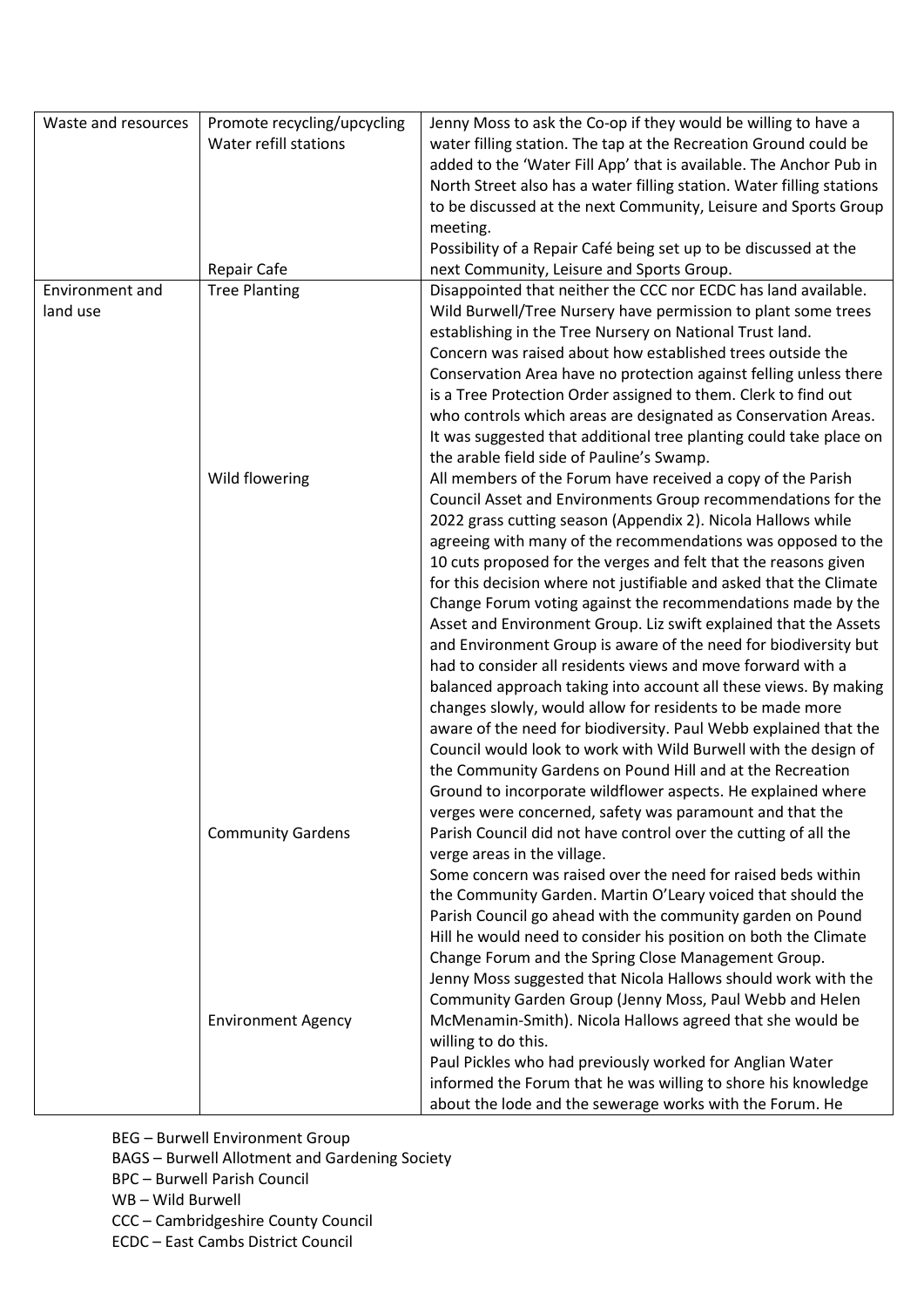| | | |
|---|---|---|
| Waste and resources | Promote recycling/upcycling<br>Water refill stations<br><br><br><br><br>Repair Cafe | Jenny Moss to ask the Co-op if they would be willing to have a water filling station. The tap at the Recreation Ground could be added to the 'Water Fill App' that is available. The Anchor Pub in North Street also has a water filling station. Water filling stations to be discussed at the next Community, Leisure and Sports Group meeting.<br>Possibility of a Repair Café being set up to be discussed at the next Community, Leisure and Sports Group. |
| Environment and land use | Tree Planting<br><br><br><br><br><br><br><br><br>Wild flowering<br><br><br><br><br><br><br><br><br><br><br><br><br><br><br><br><br>Community Gardens<br><br><br><br><br><br><br><br>Environment Agency | Disappointed that neither the CCC nor ECDC has land available. Wild Burwell/Tree Nursery have permission to plant some trees establishing in the Tree Nursery on National Trust land.<br>Concern was raised about how established trees outside the Conservation Area have no protection against felling unless there is a Tree Protection Order assigned to them. Clerk to find out who controls which areas are designated as Conservation Areas. It was suggested that additional tree planting could take place on the arable field side of Pauline's Swamp.<br>All members of the Forum have received a copy of the Parish Council Asset and Environments Group recommendations for the 2022 grass cutting season (Appendix 2). Nicola Hallows while agreeing with many of the recommendations was opposed to the 10 cuts proposed for the verges and felt that the reasons given for this decision where not justifiable and asked that the Climate Change Forum voting against the recommendations made by the Asset and Environment Group. Liz swift explained that the Assets and Environment Group is aware of the need for biodiversity but had to consider all residents views and move forward with a balanced approach taking into account all these views. By making changes slowly, would allow for residents to be made more aware of the need for biodiversity. Paul Webb explained that the Council would look to work with Wild Burwell with the design of the Community Gardens on Pound Hill and at the Recreation Ground to incorporate wildflower aspects. He explained where verges were concerned, safety was paramount and that the Parish Council did not have control over the cutting of all the verge areas in the village.<br>Some concern was raised over the need for raised beds within the Community Garden. Martin O'Leary voiced that should the Parish Council go ahead with the community garden on Pound Hill he would need to consider his position on both the Climate Change Forum and the Spring Close Management Group.<br>Jenny Moss suggested that Nicola Hallows should work with the Community Garden Group (Jenny Moss, Paul Webb and Helen McMenamin-Smith). Nicola Hallows agreed that she would be willing to do this.<br>Paul Pickles who had previously worked for Anglian Water informed the Forum that he was willing to shore his knowledge about the lode and the sewerage works with the Forum. He |

BEG – Burwell Environment Group
BAGS – Burwell Allotment and Gardening Society
BPC – Burwell Parish Council
WB – Wild Burwell
CCC – Cambridgeshire County Council
ECDC – East Cambs District Council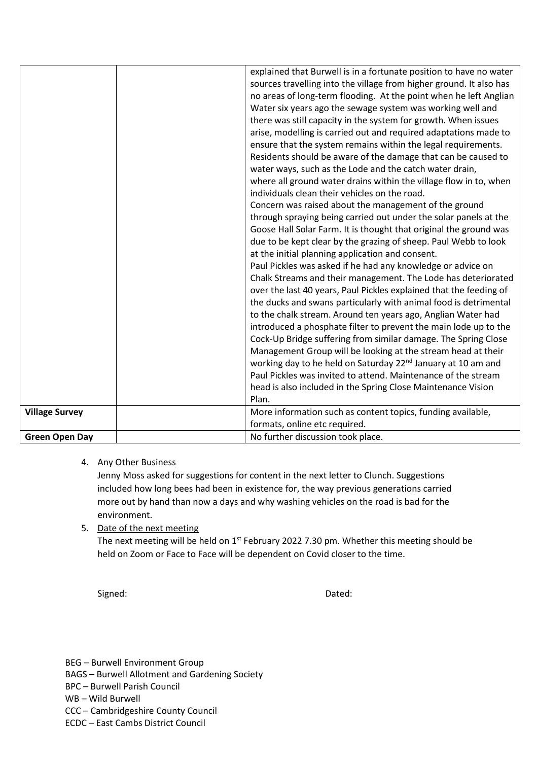| | | |
|---|---|---|
| | | explained that Burwell is in a fortunate position to have no water sources travelling into the village from higher ground. It also has no areas of long-term flooding. At the point when he left Anglian Water six years ago the sewage system was working well and there was still capacity in the system for growth. When issues arise, modelling is carried out and required adaptations made to ensure that the system remains within the legal requirements. Residents should be aware of the damage that can be caused to water ways, such as the Lode and the catch water drain, where all ground water drains within the village flow in to, when individuals clean their vehicles on the road.<br>Concern was raised about the management of the ground through spraying being carried out under the solar panels at the Goose Hall Solar Farm. It is thought that original the ground was due to be kept clear by the grazing of sheep. Paul Webb to look at the initial planning application and consent.<br>Paul Pickles was asked if he had any knowledge or advice on Chalk Streams and their management. The Lode has deteriorated over the last 40 years, Paul Pickles explained that the feeding of the ducks and swans particularly with animal food is detrimental to the chalk stream. Around ten years ago, Anglian Water had introduced a phosphate filter to prevent the main lode up to the Cock-Up Bridge suffering from similar damage. The Spring Close Management Group will be looking at the stream head at their working day to he held on Saturday 22nd January at 10 am and Paul Pickles was invited to attend. Maintenance of the stream head is also included in the Spring Close Maintenance Vision Plan. |
| **Village Survey** | | More information such as content topics, funding available, formats, online etc required. |
| **Green Open Day** | | No further discussion took place. |

4. Any Other Business

   Jenny Moss asked for suggestions for content in the next letter to Clunch. Suggestions included how long bees had been in existence for, the way previous generations carried more out by hand than now a days and why washing vehicles on the road is bad for the environment.

5. Date of the next meeting

   The next meeting will be held on 1st February 2022 7.30 pm. Whether this meeting should be held on Zoom or Face to Face will be dependent on Covid closer to the time.

Signed: Dated:

BEG – Burwell Environment Group
BAGS – Burwell Allotment and Gardening Society
BPC – Burwell Parish Council
WB – Wild Burwell
CCC – Cambridgeshire County Council
ECDC – East Cambs District Council